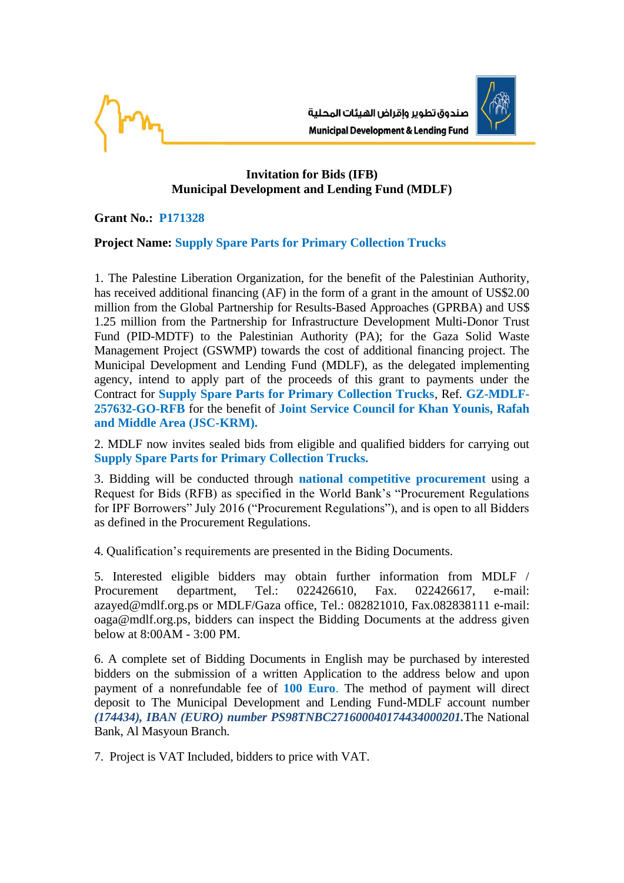صندوق تطوير وإقراض الهيئات المحلية

Municipal Development & Lending Fund

## Invitation for Bids (IFB)
## Municipal Development and Lending Fund (MDLF)

**Grant No.:** **P171328**

**Project Name:** **Supply Spare Parts for Primary Collection Trucks**

1. The Palestine Liberation Organization, for the benefit of the Palestinian Authority, has received additional financing (AF) in the form of a grant in the amount of US$2.00 million from the Global Partnership for Results-Based Approaches (GPRBA) and US$ 1.25 million from the Partnership for Infrastructure Development Multi-Donor Trust Fund (PID-MDTF) to the Palestinian Authority (PA); for the Gaza Solid Waste Management Project (GSWMP) towards the cost of additional financing project. The Municipal Development and Lending Fund (MDLF), as the delegated implementing agency, intend to apply part of the proceeds of this grant to payments under the Contract for **Supply Spare Parts for Primary Collection Trucks**, Ref. **GZ-MDLF-257632-GO-RFB** for the benefit of **Joint Service Council for Khan Younis, Rafah and Middle Area (JSC-KRM).**

2. MDLF now invites sealed bids from eligible and qualified bidders for carrying out **Supply Spare Parts for Primary Collection Trucks.**

3. Bidding will be conducted through **national competitive procurement** using a Request for Bids (RFB) as specified in the World Bank's "Procurement Regulations for IPF Borrowers" July 2016 ("Procurement Regulations"), and is open to all Bidders as defined in the Procurement Regulations.

4. Qualification's requirements are presented in the Biding Documents.

5. Interested eligible bidders may obtain further information from MDLF / Procurement department, Tel.: 022426610, Fax. 022426617, e-mail: azayed@mdlf.org.ps or MDLF/Gaza office, Tel.: 082821010, Fax.082838111 e-mail: oaga@mdlf.org.ps, bidders can inspect the Bidding Documents at the address given below at 8:00AM - 3:00 PM.

6. A complete set of Bidding Documents in English may be purchased by interested bidders on the submission of a written Application to the address below and upon payment of a nonrefundable fee of **100 Euro**. The method of payment will direct deposit to The Municipal Development and Lending Fund-MDLF account number ***(174434), IBAN (EURO) number PS98TNBC271600040174434000201.*** The National Bank, Al Masyoun Branch.

7. Project is VAT Included, bidders to price with VAT.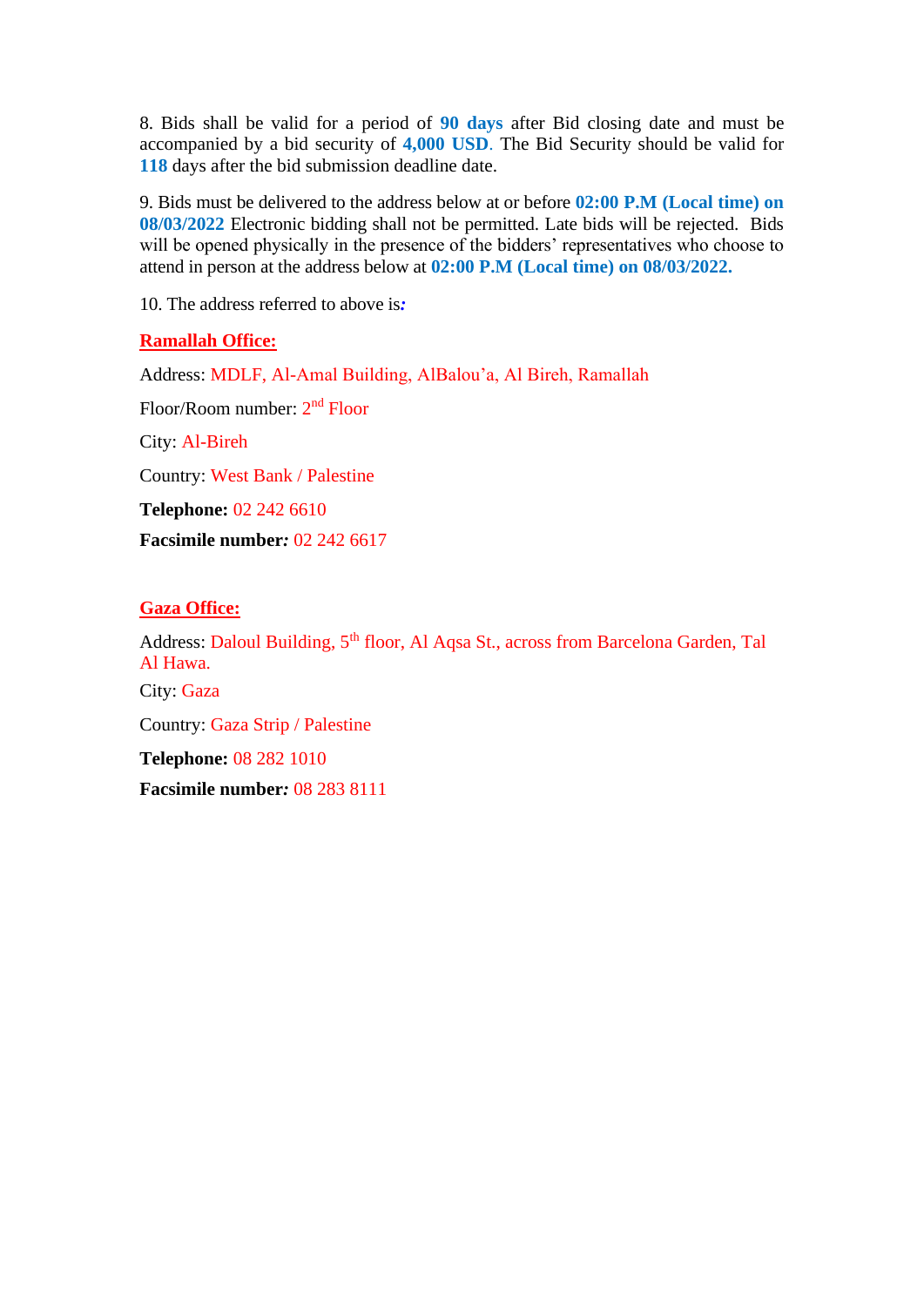8. Bids shall be valid for a period of **90 days** after Bid closing date and must be accompanied by a bid security of **4,000 USD**. The Bid Security should be valid for **118** days after the bid submission deadline date.

9. Bids must be delivered to the address below at or before **02:00 P.M (Local time) on 08/03/2022** Electronic bidding shall not be permitted. Late bids will be rejected. Bids will be opened physically in the presence of the bidders' representatives who choose to attend in person at the address below at **02:00 P.M (Local time) on 08/03/2022.**

10. The address referred to above is***:***

**Ramallah Office:**

Address: MDLF, Al-Amal Building, AlBalou'a, Al Bireh, Ramallah

Floor/Room number: 2nd Floor

City: Al-Bireh

Country: West Bank / Palestine

**Telephone:** 02 242 6610

**Facsimile number*:*** 02 242 6617

**Gaza Office:**

Address: Daloul Building, 5th floor, Al Aqsa St., across from Barcelona Garden, Tal Al Hawa.

City: Gaza

Country: Gaza Strip / Palestine

**Telephone:** 08 282 1010

**Facsimile number*:*** 08 283 8111